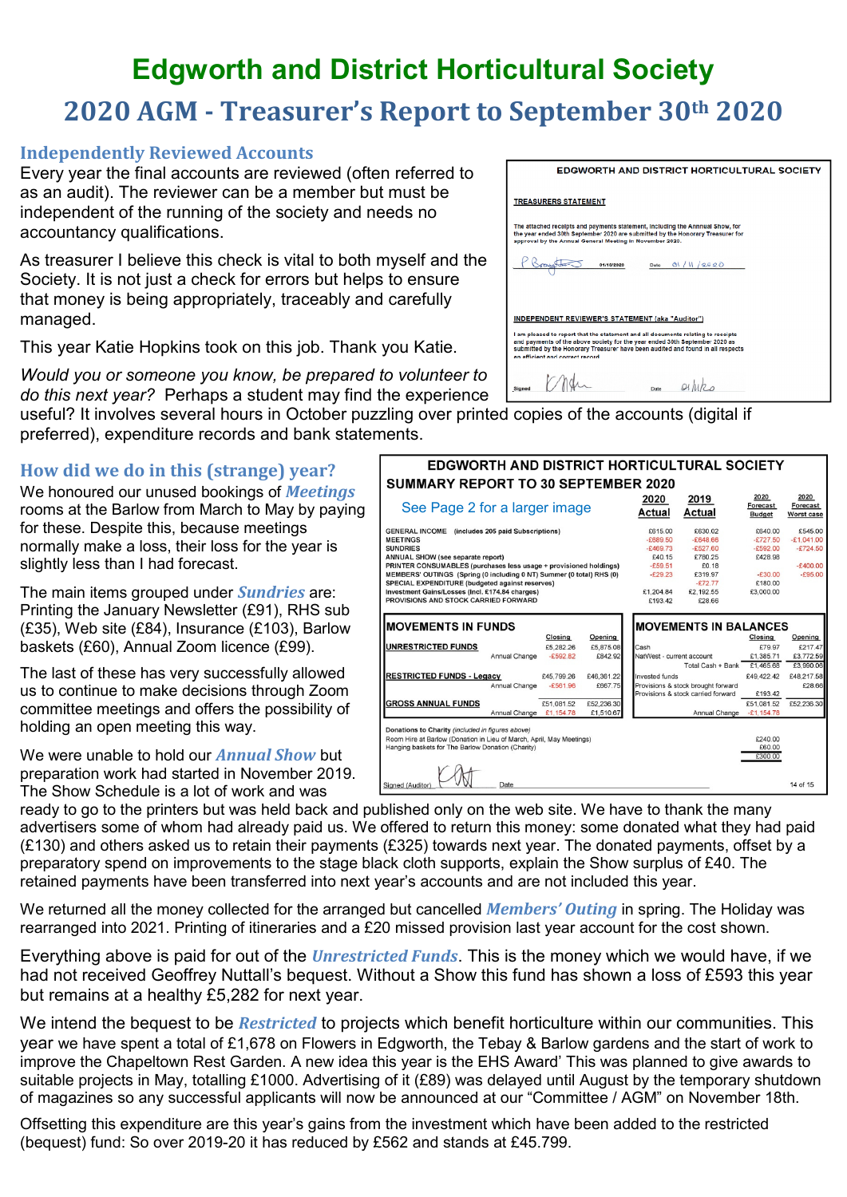# Edgworth and District Horticultural Society

## 2020 AGM - Treasurer's Report to September 30th 2020

### Independently Reviewed Accounts

Every year the final accounts are reviewed (often referred to as an audit). The reviewer can be a member but must be independent of the running of the society and needs no accountancy qualifications.

As treasurer I believe this check is vital to both myself and the Society. It is not just a check for errors but helps to ensure that money is being appropriately, traceably and carefully managed.

This year Katie Hopkins took on this job. Thank you Katie.

*Would you or someone you know, be prepared to volunteer to do this next year?* Perhaps a student may find the experience useful? It involves several hours in October puzzling over printed copies of the accounts (digital if preferred), expenditure records and bank statements.

**EDGWORTH AND DISTRICT HORTICULTURAL SOCIETY**

**TREASURERS STATEMENT**

The attached receipts and payments statement, including the Annual Show, for the year ended 30th September 2020 are submitted by the Honorary Treasurer for approval by the Annual General Meeting in November 2020.

P Broughton 01/10/2020 Date 01/11/2020

**INDEPENDENT REVIEWER'S STATEMENT (aka "Auditor")**

I am pleased to report that the statement and all documents relating to receipts and payments of the above society for the year ended 30th September 2020 as submitted by the Honorary Treasurer have been audited and found in all respects an efficient and correct record.

Signed KHopkins Date 01/11/20

### How did we do in this (strange) year?

We honoured our unused bookings of ***Meetings*** rooms at the Barlow from March to May by paying for these. Despite this, because meetings normally make a loss, their loss for the year is slightly less than I had forecast.

The main items grouped under ***Sundries*** are: Printing the January Newsletter (£91), RHS sub (£35), Web site (£84), Insurance (£103), Barlow baskets (£60), Annual Zoom licence (£99).

The last of these has very successfully allowed us to continue to make decisions through Zoom committee meetings and offers the possibility of holding an open meeting this way.

We were unable to hold our ***Annual Show*** but preparation work had started in November 2019. The Show Schedule is a lot of work and was ready to go to the printers but was held back and published only on the web site. We have to thank the many advertisers some of whom had already paid us. We offered to return this money: some donated what they had paid (£130) and others asked us to retain their payments (£325) towards next year. The donated payments, offset by a preparatory spend on improvements to the stage black cloth supports, explain the Show surplus of £40. The retained payments have been transferred into next year's accounts and are not included this year.

**EDGWORTH AND DISTRICT HORTICULTURAL SOCIETY**
**SUMMARY REPORT TO 30 SEPTEMBER 2020**

See Page 2 for a larger image

| | 2020 Actual | 2019 Actual | 2020 Forecast Budget | 2020 Forecast Worst case |
|---|---|---|---|---|
| GENERAL INCOME (includes 205 paid Subscriptions) | £615.00 | £630.02 | £640.00 | £545.00 |
| MEETINGS | -£689.50 | -£648.66 | -£727.50 | -£1,041.00 |
| SUNDRIES | -£469.73 | -£527.60 | -£592.00 | -£724.50 |
| ANNUAL SHOW (see separate report) | £40.15 | £780.25 | £428.98 | |
| PRINTER CONSUMABLES (purchases less usage + provisioned holdings) | -£59.51 | £0.18 | | -£400.00 |
| MEMBERS' OUTINGS (Spring (0 including 0 NT) Summer (0 total) RHS (0) | -£29.23 | £319.97 | -£30.00 | -£95.00 |
| SPECIAL EXPENDITURE (budgeted against reserves) | | -£72.77 | £180.00 | |
| Investment Gains/Losses (incl. £174.84 charges) | £1,204.84 | £2,192.55 | £3,000.00 | |
| PROVISIONS AND STOCK CARRIED FORWARD | £193.42 | £28.66 | | |

**MOVEMENTS IN FUNDS**

| | Closing | Opening |
|---|---|---|
| UNRESTRICTED FUNDS | £5,282.26 | £5,875.08 |
| Annual Change | -£592.82 | £842.92 |
| RESTRICTED FUNDS - Legacy | £45,799.26 | £46,361.22 |
| Annual Change | -£561.96 | £667.75 |
| GROSS ANNUAL FUNDS | £51,081.52 | £52,236.30 |
| Annual Change | -£1,154.78 | £1,510.67 |

**MOVEMENTS IN BALANCES**

| | Closing | Opening |
|---|---|---|
| Cash | £79.97 | £217.47 |
| NatWest - current account | £1,385.71 | £3,772.59 |
| Total Cash + Bank | £1,465.68 | £3,990.06 |
| Invested funds | £49,422.42 | £48,217.58 |
| Provisions & stock brought forward | | £28.66 |
| Provisions & stock carried forward | £193.42 | |
| | £51,081.52 | £52,236.30 |
| Annual Change | -£1,154.78 | |

Donations to Charity *(included in figures above)*

| | |
|---|---|
| Room Hire at Barlow (Donation in Lieu of March, April, May Meetings) | £240.00 |
| Hanging baskets for The Barlow Donation (Charity) | £60.00 |
| | £300.00 |

Signed (Auditor) KHopkins Date

We returned all the money collected for the arranged but cancelled ***Members' Outing*** in spring. The Holiday was rearranged into 2021. Printing of itineraries and a £20 missed provision last year account for the cost shown.

Everything above is paid for out of the ***Unrestricted Funds***. This is the money which we would have, if we had not received Geoffrey Nuttall's bequest. Without a Show this fund has shown a loss of £593 this year but remains at a healthy £5,282 for next year.

We intend the bequest to be ***Restricted*** to projects which benefit horticulture within our communities. This year we have spent a total of £1,678 on Flowers in Edgworth, the Tebay & Barlow gardens and the start of work to improve the Chapeltown Rest Garden. A new idea this year is the EHS Award' This was planned to give awards to suitable projects in May, totalling £1000. Advertising of it (£89) was delayed until August by the temporary shutdown of magazines so any successful applicants will now be announced at our "Committee / AGM" on November 18th.

Offsetting this expenditure are this year's gains from the investment which have been added to the restricted (bequest) fund: So over 2019-20 it has reduced by £562 and stands at £45.799.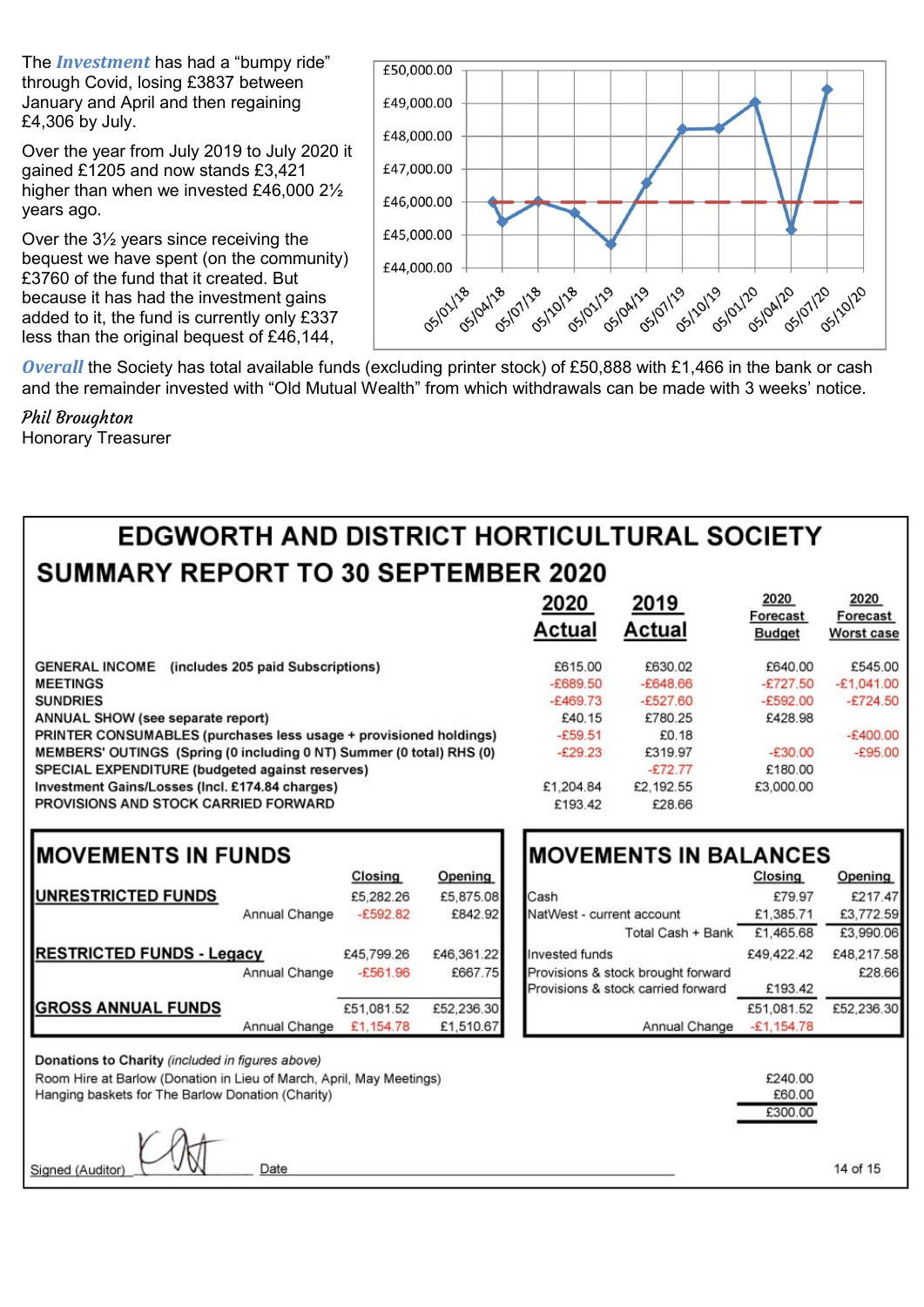The ***Investment*** has had a "bumpy ride" through Covid, losing £3837 between January and April and then regaining £4,306 by July.

Over the year from July 2019 to July 2020 it gained £1205 and now stands £3,421 higher than when we invested £46,000 2½ years ago.

Over the 3½ years since receiving the bequest we have spent (on the community) £3760 of the fund that it created. But because it has had the investment gains added to it, the fund is currently only £337 less than the original bequest of £46,144,

£50,000.00
£49,000.00
£48,000.00
£47,000.00
£46,000.00
£45,000.00
£44,000.00

05/01/18 05/04/18 05/07/18 05/10/18 05/01/19 05/04/19 05/07/19 05/10/19 05/01/20 05/04/20 05/07/20 05/10/20

***Overall*** the Society has total available funds (excluding printer stock) of £50,888 with £1,466 in the bank or cash and the remainder invested with "Old Mutual Wealth" from which withdrawals can be made with 3 weeks' notice.

*Phil Broughton*
Honorary Treasurer

# EDGWORTH AND DISTRICT HORTICULTURAL SOCIETY

## SUMMARY REPORT TO 30 SEPTEMBER 2020

| | 2020 Actual | 2019 Actual | 2020 Forecast Budget | 2020 Forecast Worst case |
|---|---|---|---|---|
| GENERAL INCOME (includes 205 paid Subscriptions) | £615.00 | £630.02 | £640.00 | £545.00 |
| MEETINGS | -£689.50 | -£648.66 | -£727.50 | -£1,041.00 |
| SUNDRIES | -£469.73 | -£527.60 | -£592.00 | -£724.50 |
| ANNUAL SHOW (see separate report) | £40.15 | £780.25 | £428.98 | |
| PRINTER CONSUMABLES (purchases less usage + provisioned holdings) | -£59.51 | £0.18 | | -£400.00 |
| MEMBERS' OUTINGS (Spring (0 including 0 NT) Summer (0 total) RHS (0) | -£29.23 | £319.97 | -£30.00 | -£95.00 |
| SPECIAL EXPENDITURE (budgeted against reserves) | | -£72.77 | £180.00 | |
| Investment Gains/Losses (Incl. £174.84 charges) | £1,204.84 | £2,192.55 | £3,000.00 | |
| PROVISIONS AND STOCK CARRIED FORWARD | £193.42 | £28.66 | | |

### MOVEMENTS IN FUNDS

| | | Closing | Opening |
|---|---|---|---|
| **UNRESTRICTED FUNDS** | | £5,282.26 | £5,875.08 |
| | Annual Change | -£592.82 | £842.92 |
| **RESTRICTED FUNDS - Legacy** | | £45,799.26 | £46,361.22 |
| | Annual Change | -£561.96 | £667.75 |
| **GROSS ANNUAL FUNDS** | | £51,081.52 | £52,236.30 |
| | Annual Change | £1,154.78 | £1,510.67 |

### MOVEMENTS IN BALANCES

| | Closing | Opening |
|---|---|---|
| Cash | £79.97 | £217.47 |
| NatWest - current account | £1,385.71 | £3,772.59 |
| Total Cash + Bank | £1,465.68 | £3,990.06 |
| Invested funds | £49,422.42 | £48,217.58 |
| Provisions & stock brought forward | | £28.66 |
| Provisions & stock carried forward | £193.42 | |
| | £51,081.52 | £52,236.30 |
| Annual Change | -£1,154.78 | |

**Donations to Charity** *(included in figures above)*

| | |
|---|---|
| Room Hire at Barlow (Donation in Lieu of March, April, May Meetings) | £240.00 |
| Hanging baskets for The Barlow Donation (Charity) | £60.00 |
| | £300.00 |

Signed (Auditor) ______ Date ______